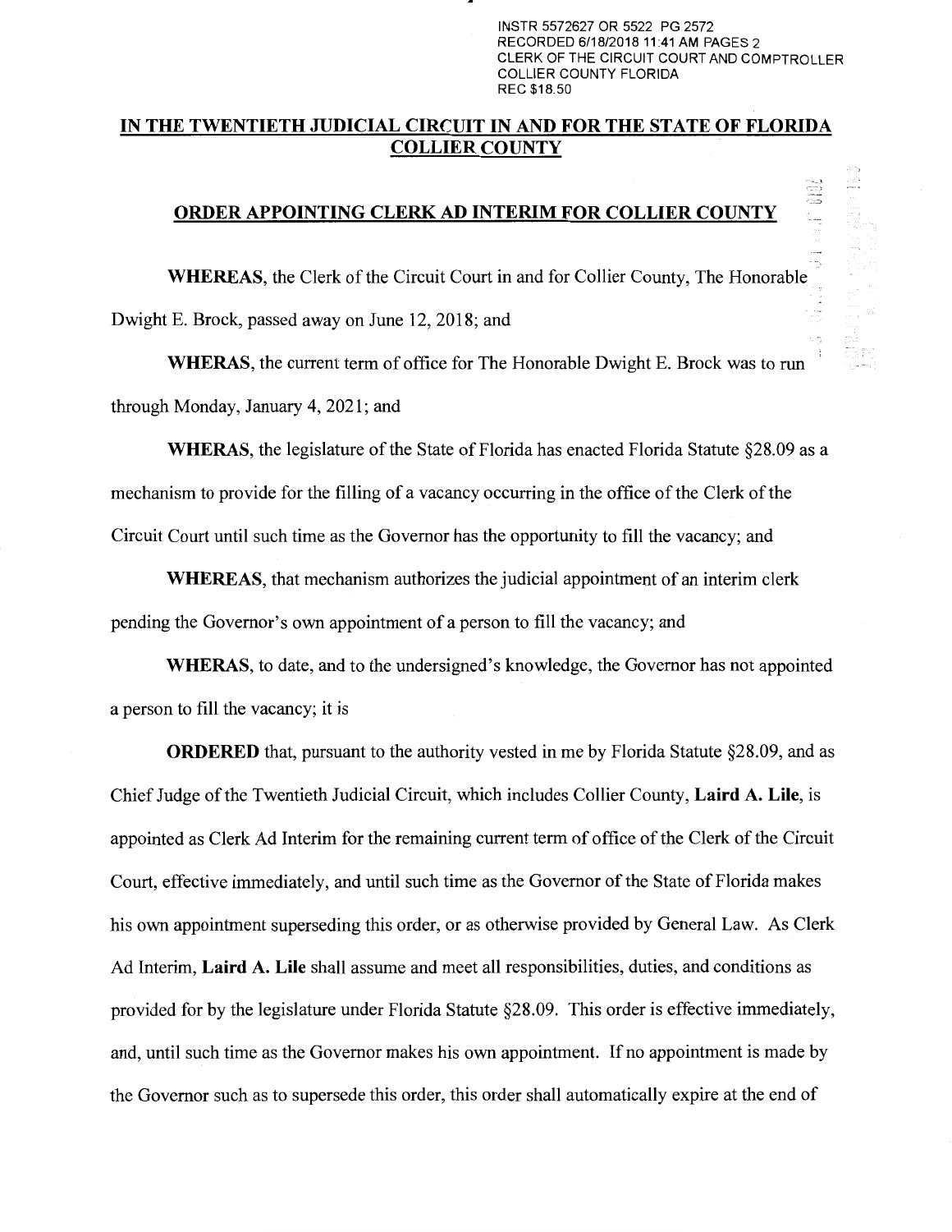INSTR 5572627 OR 5522 PG 2572
RECORDED 6/18/2018 11:41 AM PAGES 2
CLERK OF THE CIRCUIT COURT AND COMPTROLLER
COLLIER COUNTY FLORIDA
REC $18.50

## IN THE TWENTIETH JUDICIAL CIRCUIT IN AND FOR THE STATE OF FLORIDA COLLIER COUNTY

## ORDER APPOINTING CLERK AD INTERIM FOR COLLIER COUNTY

**WHEREAS**, the Clerk of the Circuit Court in and for Collier County, The Honorable Dwight E. Brock, passed away on June 12, 2018; and

**WHERAS**, the current term of office for The Honorable Dwight E. Brock was to run through Monday, January 4, 2021; and

**WHERAS**, the legislature of the State of Florida has enacted Florida Statute §28.09 as a mechanism to provide for the filling of a vacancy occurring in the office of the Clerk of the Circuit Court until such time as the Governor has the opportunity to fill the vacancy; and

**WHEREAS**, that mechanism authorizes the judicial appointment of an interim clerk pending the Governor's own appointment of a person to fill the vacancy; and

**WHERAS**, to date, and to the undersigned's knowledge, the Governor has not appointed a person to fill the vacancy; it is

**ORDERED** that, pursuant to the authority vested in me by Florida Statute §28.09, and as Chief Judge of the Twentieth Judicial Circuit, which includes Collier County, **Laird A. Lile**, is appointed as Clerk Ad Interim for the remaining current term of office of the Clerk of the Circuit Court, effective immediately, and until such time as the Governor of the State of Florida makes his own appointment superseding this order, or as otherwise provided by General Law. As Clerk Ad Interim, **Laird A. Lile** shall assume and meet all responsibilities, duties, and conditions as provided for by the legislature under Florida Statute §28.09. This order is effective immediately, and, until such time as the Governor makes his own appointment. If no appointment is made by the Governor such as to supersede this order, this order shall automatically expire at the end of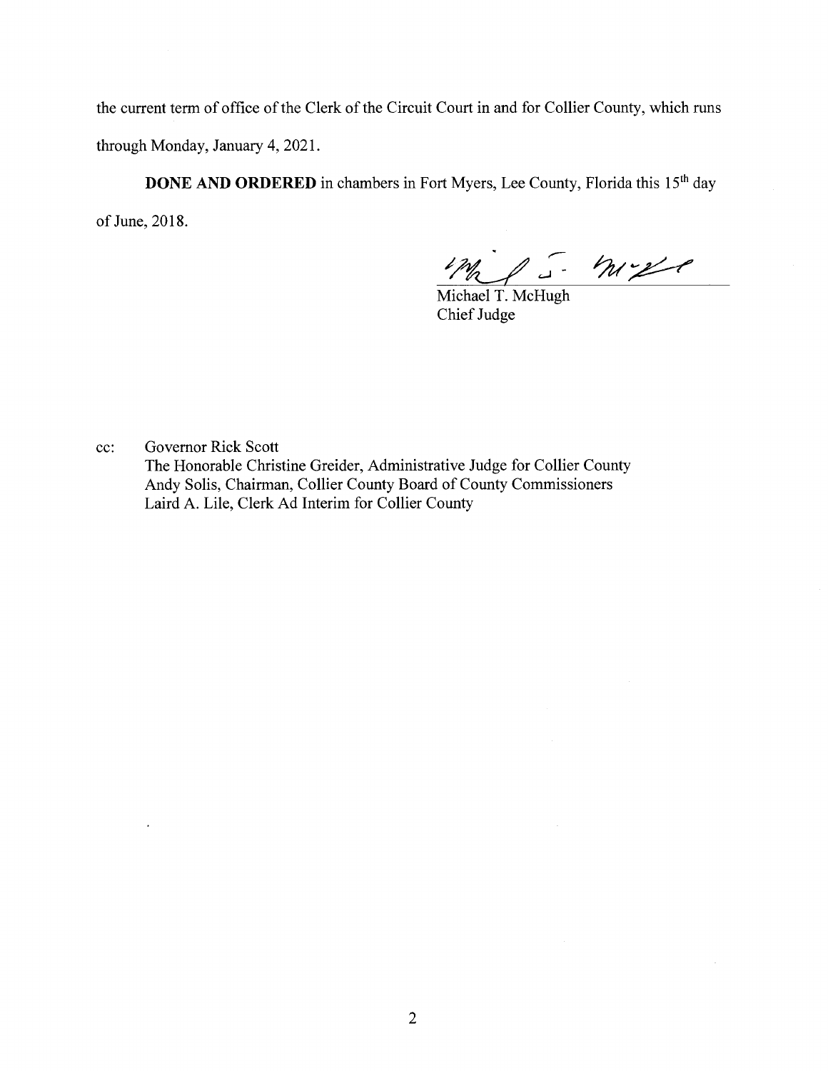the current term of office of the Clerk of the Circuit Court in and for Collier County, which runs through Monday, January 4, 2021.

**DONE AND ORDERED** in chambers in Fort Myers, Lee County, Florida this 15th day of June, 2018.

Michael T. McHugh
Chief Judge

cc: Governor Rick Scott
The Honorable Christine Greider, Administrative Judge for Collier County
Andy Solis, Chairman, Collier County Board of County Commissioners
Laird A. Lile, Clerk Ad Interim for Collier County